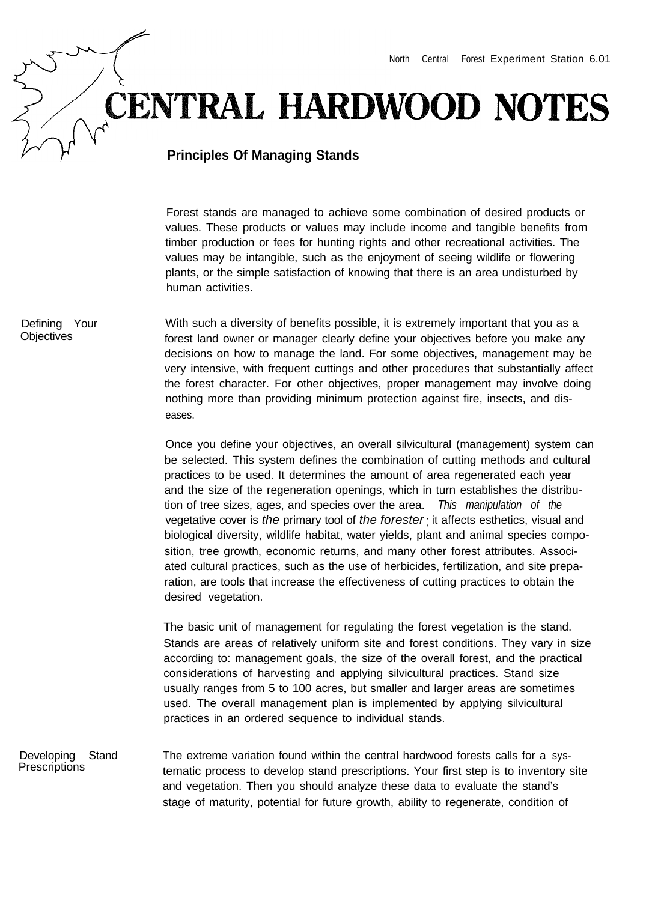North Central Forest Experiment Station 6.01

# CENTRAL HARDWOOD NOTES

## Principles Of Managing Stands

Forest stands are managed to achieve some combination of desired products or values. These products or values may include income and tangible benefits from timber production or fees for hunting rights and other recreational activities. The values may be intangible, such as the enjoyment of seeing wildlife or flowering plants, or the simple satisfaction of knowing that there is an area undisturbed by human activities.

### Defining Your Objectives

With such a diversity of benefits possible, it is extremely important that you as a forest land owner or manager clearly define your objectives before you make any decisions on how to manage the land. For some objectives, management may be very intensive, with frequent cuttings and other procedures that substantially affect the forest character. For other objectives, proper management may involve doing nothing more than providing minimum protection against fire, insects, and diseases.

Once you define your objectives, an overall silvicultural (management) system can be selected. This system defines the combination of cutting methods and cultural practices to be used. It determines the amount of area regenerated each year and the size of the regeneration openings, which in turn establishes the distribution of tree sizes, ages, and species over the area. This manipulation of the vegetative cover is the primary tool of the forester; it affects esthetics, visual and biological diversity, wildlife habitat, water yields, plant and animal species composition, tree growth, economic returns, and many other forest attributes. Associated cultural practices, such as the use of herbicides, fertilization, and site preparation, are tools that increase the effectiveness of cutting practices to obtain the desired vegetation.

The basic unit of management for regulating the forest vegetation is the stand. Stands are areas of relatively uniform site and forest conditions. They vary in size according to: management goals, the size of the overall forest, and the practical considerations of harvesting and applying silvicultural practices. Stand size usually ranges from 5 to 100 acres, but smaller and larger areas are sometimes used. The overall management plan is implemented by applying silvicultural practices in an ordered sequence to individual stands.

### Developing Stand Prescriptions

The extreme variation found within the central hardwood forests calls for a systematic process to develop stand prescriptions. Your first step is to inventory site and vegetation. Then you should analyze these data to evaluate the stand's stage of maturity, potential for future growth, ability to regenerate, condition of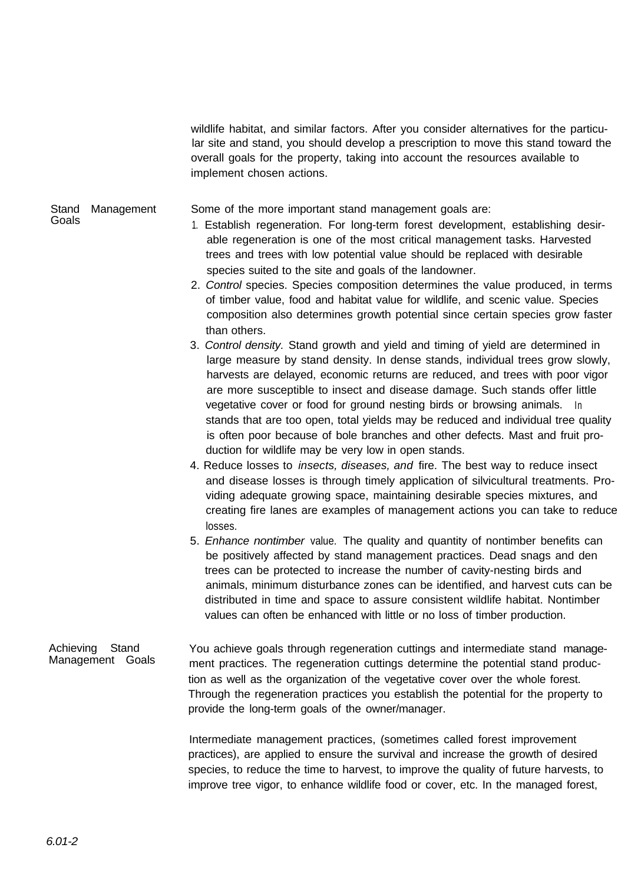wildlife habitat, and similar factors. After you consider alternatives for the particular site and stand, you should develop a prescription to move this stand toward the overall goals for the property, taking into account the resources available to implement chosen actions.

## Stand Management Goals

Some of the more important stand management goals are:

1. Establish regeneration. For long-term forest development, establishing desirable regeneration is one of the most critical management tasks. Harvested trees and trees with low potential value should be replaced with desirable species suited to the site and goals of the landowner.
2. *Control* species. Species composition determines the value produced, in terms of timber value, food and habitat value for wildlife, and scenic value. Species composition also determines growth potential since certain species grow faster than others.
3. *Control density.* Stand growth and yield and timing of yield are determined in large measure by stand density. In dense stands, individual trees grow slowly, harvests are delayed, economic returns are reduced, and trees with poor vigor are more susceptible to insect and disease damage. Such stands offer little vegetative cover or food for ground nesting birds or browsing animals. In stands that are too open, total yields may be reduced and individual tree quality is often poor because of bole branches and other defects. Mast and fruit production for wildlife may be very low in open stands.
4. Reduce losses to *insects, diseases, and* fire. The best way to reduce insect and disease losses is through timely application of silvicultural treatments. Providing adequate growing space, maintaining desirable species mixtures, and creating fire lanes are examples of management actions you can take to reduce losses.
5. *Enhance nontimber* value. The quality and quantity of nontimber benefits can be positively affected by stand management practices. Dead snags and den trees can be protected to increase the number of cavity-nesting birds and animals, minimum disturbance zones can be identified, and harvest cuts can be distributed in time and space to assure consistent wildlife habitat. Nontimber values can often be enhanced with little or no loss of timber production.

## Achieving Stand Management Goals

You achieve goals through regeneration cuttings and intermediate stand management practices. The regeneration cuttings determine the potential stand production as well as the organization of the vegetative cover over the whole forest. Through the regeneration practices you establish the potential for the property to provide the long-term goals of the owner/manager.

Intermediate management practices, (sometimes called forest improvement practices), are applied to ensure the survival and increase the growth of desired species, to reduce the time to harvest, to improve the quality of future harvests, to improve tree vigor, to enhance wildlife food or cover, etc. In the managed forest,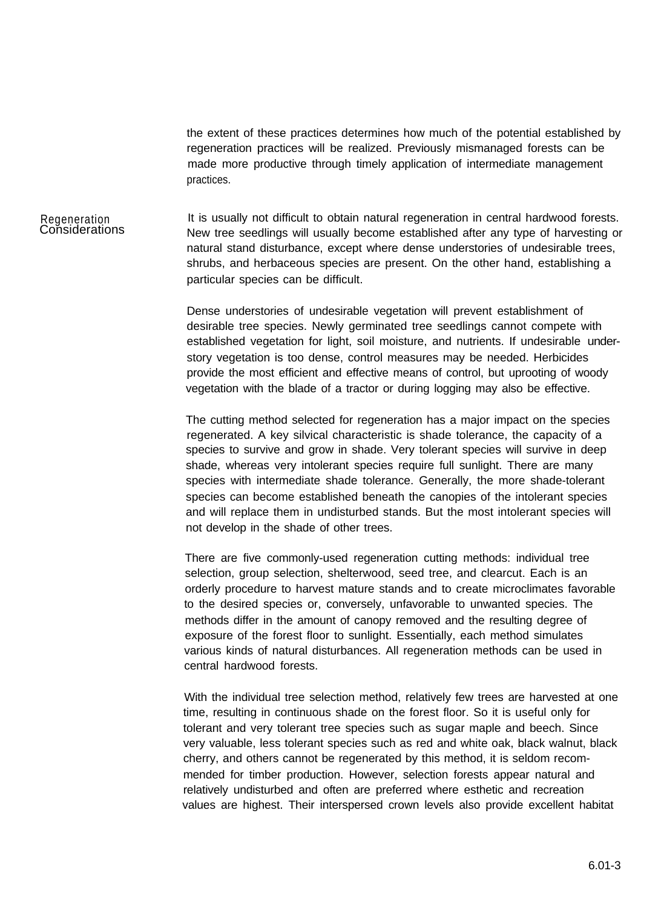the extent of these practices determines how much of the potential established by regeneration practices will be realized. Previously mismanaged forests can be made more productive through timely application of intermediate management practices.

## Regeneration Considerations

It is usually not difficult to obtain natural regeneration in central hardwood forests. New tree seedlings will usually become established after any type of harvesting or natural stand disturbance, except where dense understories of undesirable trees, shrubs, and herbaceous species are present. On the other hand, establishing a particular species can be difficult.

Dense understories of undesirable vegetation will prevent establishment of desirable tree species. Newly germinated tree seedlings cannot compete with established vegetation for light, soil moisture, and nutrients. If undesirable understory vegetation is too dense, control measures may be needed. Herbicides provide the most efficient and effective means of control, but uprooting of woody vegetation with the blade of a tractor or during logging may also be effective.

The cutting method selected for regeneration has a major impact on the species regenerated. A key silvical characteristic is shade tolerance, the capacity of a species to survive and grow in shade. Very tolerant species will survive in deep shade, whereas very intolerant species require full sunlight. There are many species with intermediate shade tolerance. Generally, the more shade-tolerant species can become established beneath the canopies of the intolerant species and will replace them in undisturbed stands. But the most intolerant species will not develop in the shade of other trees.

There are five commonly-used regeneration cutting methods: individual tree selection, group selection, shelterwood, seed tree, and clearcut. Each is an orderly procedure to harvest mature stands and to create microclimates favorable to the desired species or, conversely, unfavorable to unwanted species. The methods differ in the amount of canopy removed and the resulting degree of exposure of the forest floor to sunlight. Essentially, each method simulates various kinds of natural disturbances. All regeneration methods can be used in central hardwood forests.

With the individual tree selection method, relatively few trees are harvested at one time, resulting in continuous shade on the forest floor. So it is useful only for tolerant and very tolerant tree species such as sugar maple and beech. Since very valuable, less tolerant species such as red and white oak, black walnut, black cherry, and others cannot be regenerated by this method, it is seldom recommended for timber production. However, selection forests appear natural and relatively undisturbed and often are preferred where esthetic and recreation values are highest. Their interspersed crown levels also provide excellent habitat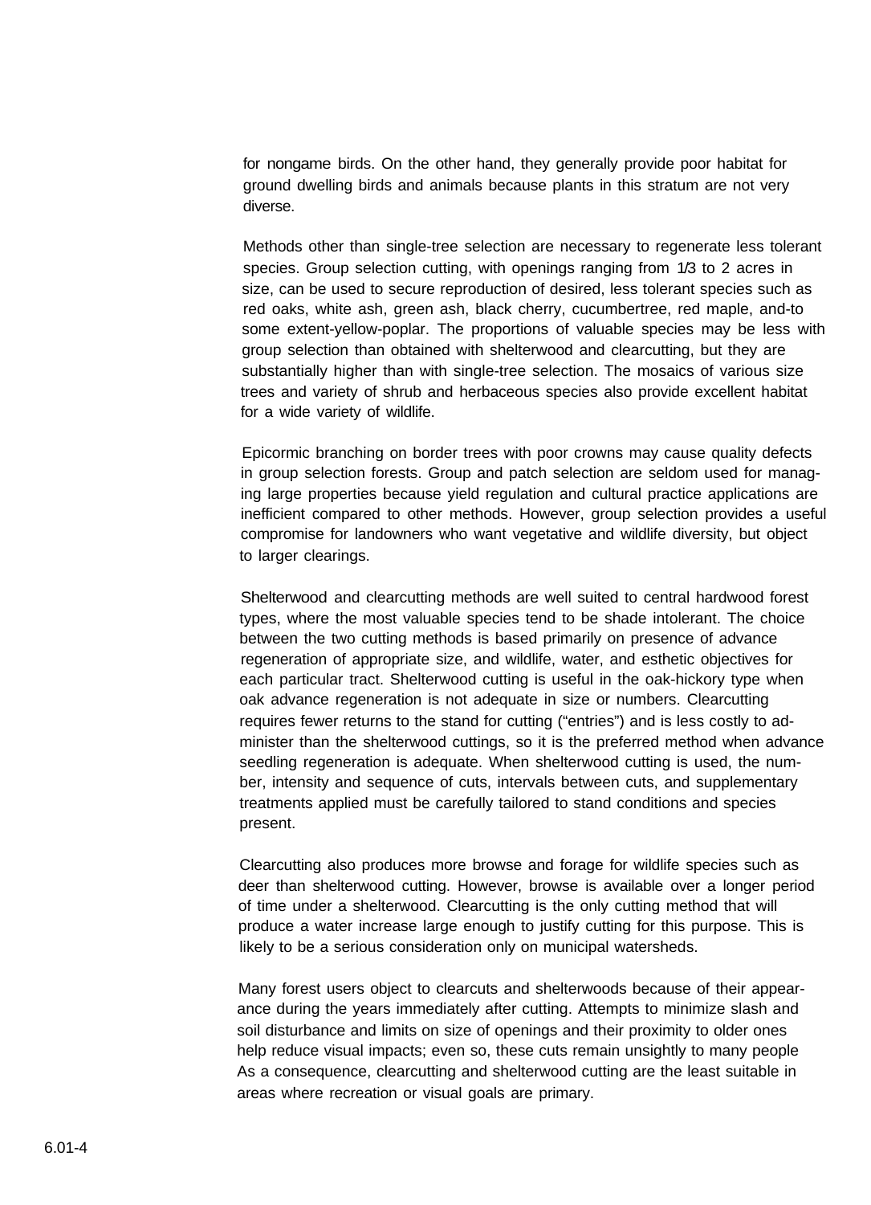for nongame birds. On the other hand, they generally provide poor habitat for ground dwelling birds and animals because plants in this stratum are not very diverse.

Methods other than single-tree selection are necessary to regenerate less tolerant species. Group selection cutting, with openings ranging from 1/3 to 2 acres in size, can be used to secure reproduction of desired, less tolerant species such as red oaks, white ash, green ash, black cherry, cucumbertree, red maple, and-to some extent-yellow-poplar. The proportions of valuable species may be less with group selection than obtained with shelterwood and clearcutting, but they are substantially higher than with single-tree selection. The mosaics of various size trees and variety of shrub and herbaceous species also provide excellent habitat for a wide variety of wildlife.

Epicormic branching on border trees with poor crowns may cause quality defects in group selection forests. Group and patch selection are seldom used for managing large properties because yield regulation and cultural practice applications are inefficient compared to other methods. However, group selection provides a useful compromise for landowners who want vegetative and wildlife diversity, but object to larger clearings.

Shelterwood and clearcutting methods are well suited to central hardwood forest types, where the most valuable species tend to be shade intolerant. The choice between the two cutting methods is based primarily on presence of advance regeneration of appropriate size, and wildlife, water, and esthetic objectives for each particular tract. Shelterwood cutting is useful in the oak-hickory type when oak advance regeneration is not adequate in size or numbers. Clearcutting requires fewer returns to the stand for cutting ("entries") and is less costly to administer than the shelterwood cuttings, so it is the preferred method when advance seedling regeneration is adequate. When shelterwood cutting is used, the number, intensity and sequence of cuts, intervals between cuts, and supplementary treatments applied must be carefully tailored to stand conditions and species present.

Clearcutting also produces more browse and forage for wildlife species such as deer than shelterwood cutting. However, browse is available over a longer period of time under a shelterwood. Clearcutting is the only cutting method that will produce a water increase large enough to justify cutting for this purpose. This is likely to be a serious consideration only on municipal watersheds.

Many forest users object to clearcuts and shelterwoods because of their appearance during the years immediately after cutting. Attempts to minimize slash and soil disturbance and limits on size of openings and their proximity to older ones help reduce visual impacts; even so, these cuts remain unsightly to many people As a consequence, clearcutting and shelterwood cutting are the least suitable in areas where recreation or visual goals are primary.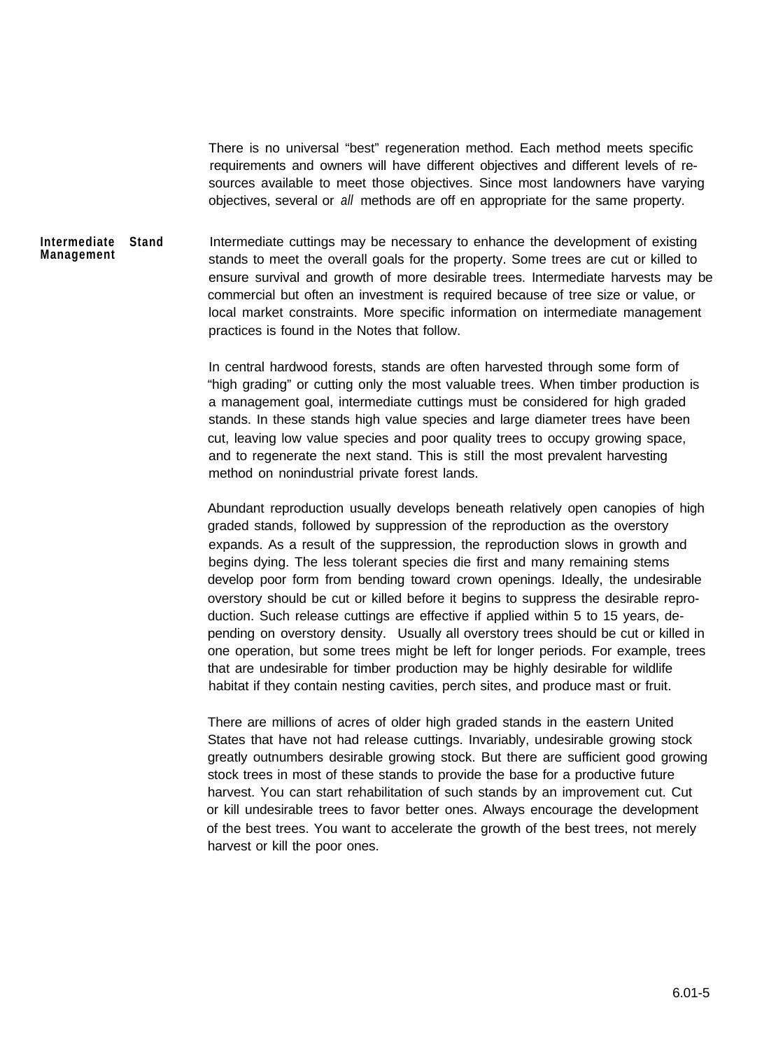There is no universal "best" regeneration method. Each method meets specific requirements and owners will have different objectives and different levels of resources available to meet those objectives. Since most landowners have varying objectives, several or *all* methods are off en appropriate for the same property.

## Intermediate Stand Management

Intermediate cuttings may be necessary to enhance the development of existing stands to meet the overall goals for the property. Some trees are cut or killed to ensure survival and growth of more desirable trees. Intermediate harvests may be commercial but often an investment is required because of tree size or value, or local market constraints. More specific information on intermediate management practices is found in the Notes that follow.

In central hardwood forests, stands are often harvested through some form of "high grading" or cutting only the most valuable trees. When timber production is a management goal, intermediate cuttings must be considered for high graded stands. In these stands high value species and large diameter trees have been cut, leaving low value species and poor quality trees to occupy growing space, and to regenerate the next stand. This is still the most prevalent harvesting method on nonindustrial private forest lands.

Abundant reproduction usually develops beneath relatively open canopies of high graded stands, followed by suppression of the reproduction as the overstory expands. As a result of the suppression, the reproduction slows in growth and begins dying. The less tolerant species die first and many remaining stems develop poor form from bending toward crown openings. Ideally, the undesirable overstory should be cut or killed before it begins to suppress the desirable reproduction. Such release cuttings are effective if applied within 5 to 15 years, depending on overstory density. Usually all overstory trees should be cut or killed in one operation, but some trees might be left for longer periods. For example, trees that are undesirable for timber production may be highly desirable for wildlife habitat if they contain nesting cavities, perch sites, and produce mast or fruit.

There are millions of acres of older high graded stands in the eastern United States that have not had release cuttings. Invariably, undesirable growing stock greatly outnumbers desirable growing stock. But there are sufficient good growing stock trees in most of these stands to provide the base for a productive future harvest. You can start rehabilitation of such stands by an improvement cut. Cut or kill undesirable trees to favor better ones. Always encourage the development of the best trees. You want to accelerate the growth of the best trees, not merely harvest or kill the poor ones.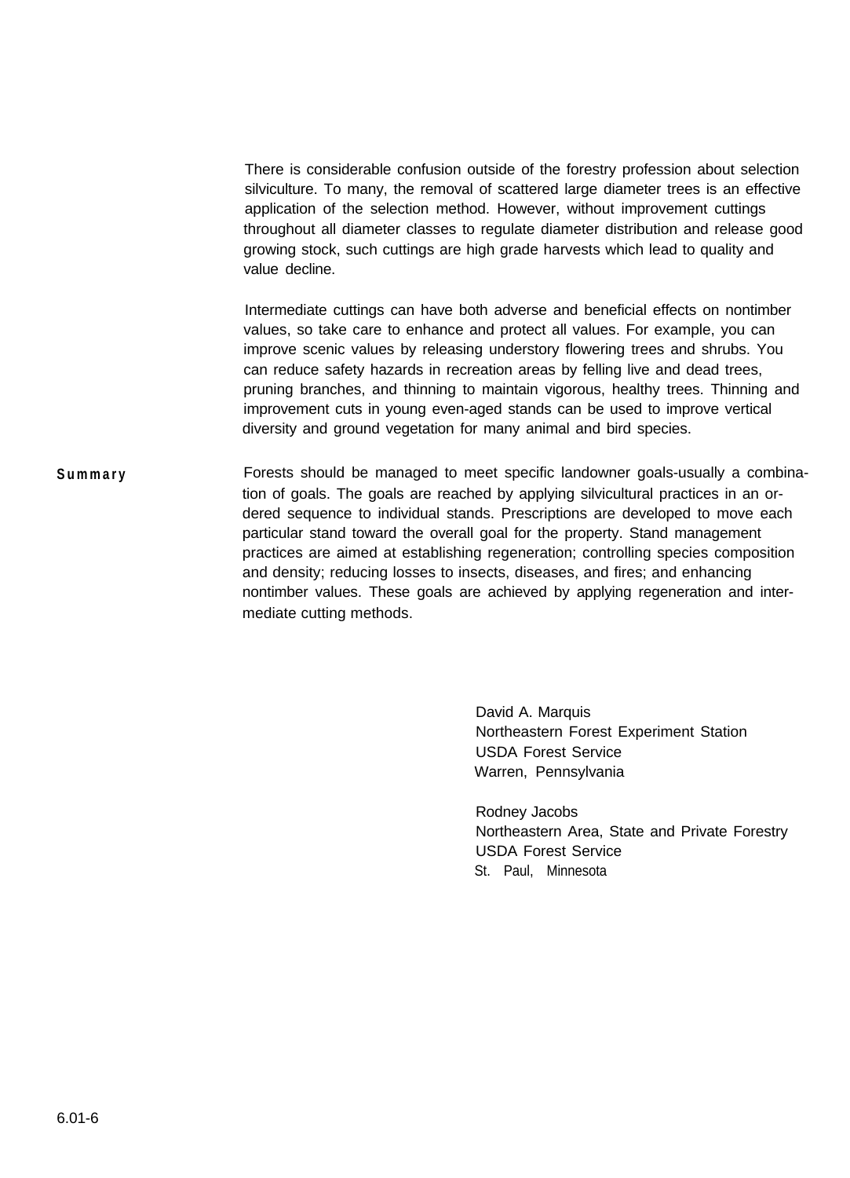There is considerable confusion outside of the forestry profession about selection silviculture. To many, the removal of scattered large diameter trees is an effective application of the selection method. However, without improvement cuttings throughout all diameter classes to regulate diameter distribution and release good growing stock, such cuttings are high grade harvests which lead to quality and value decline.

Intermediate cuttings can have both adverse and beneficial effects on nontimber values, so take care to enhance and protect all values. For example, you can improve scenic values by releasing understory flowering trees and shrubs. You can reduce safety hazards in recreation areas by felling live and dead trees, pruning branches, and thinning to maintain vigorous, healthy trees. Thinning and improvement cuts in young even-aged stands can be used to improve vertical diversity and ground vegetation for many animal and bird species.

## Summary

Forests should be managed to meet specific landowner goals-usually a combination of goals. The goals are reached by applying silvicultural practices in an ordered sequence to individual stands. Prescriptions are developed to move each particular stand toward the overall goal for the property. Stand management practices are aimed at establishing regeneration; controlling species composition and density; reducing losses to insects, diseases, and fires; and enhancing nontimber values. These goals are achieved by applying regeneration and intermediate cutting methods.

David A. Marquis
Northeastern Forest Experiment Station
USDA Forest Service
Warren, Pennsylvania

Rodney Jacobs
Northeastern Area, State and Private Forestry
USDA Forest Service
St. Paul, Minnesota